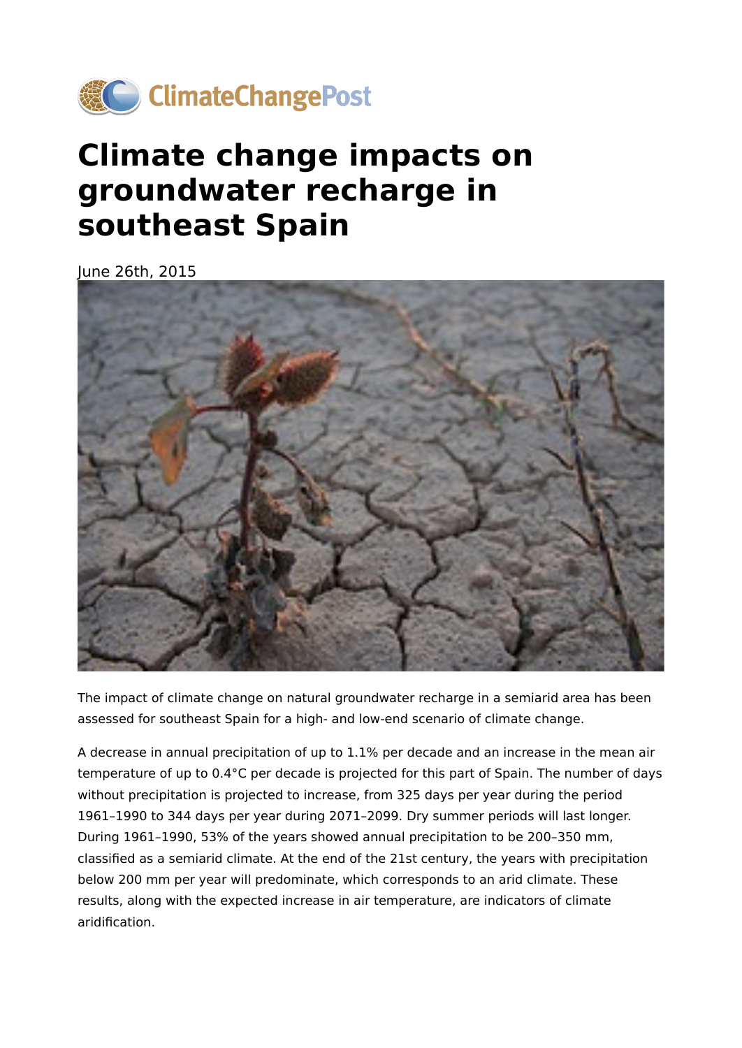ClimateChangePost

# Climate change impacts on groundwater recharge in southeast Spain

June 26th, 2015

The impact of climate change on natural groundwater recharge in a semiarid area has been assessed for southeast Spain for a high- and low-end scenario of climate change.

A decrease in annual precipitation of up to 1.1% per decade and an increase in the mean air temperature of up to 0.4°C per decade is projected for this part of Spain. The number of days without precipitation is projected to increase, from 325 days per year during the period 1961–1990 to 344 days per year during 2071–2099. Dry summer periods will last longer. During 1961–1990, 53% of the years showed annual precipitation to be 200–350 mm, classified as a semiarid climate. At the end of the 21st century, the years with precipitation below 200 mm per year will predominate, which corresponds to an arid climate. These results, along with the expected increase in air temperature, are indicators of climate aridification.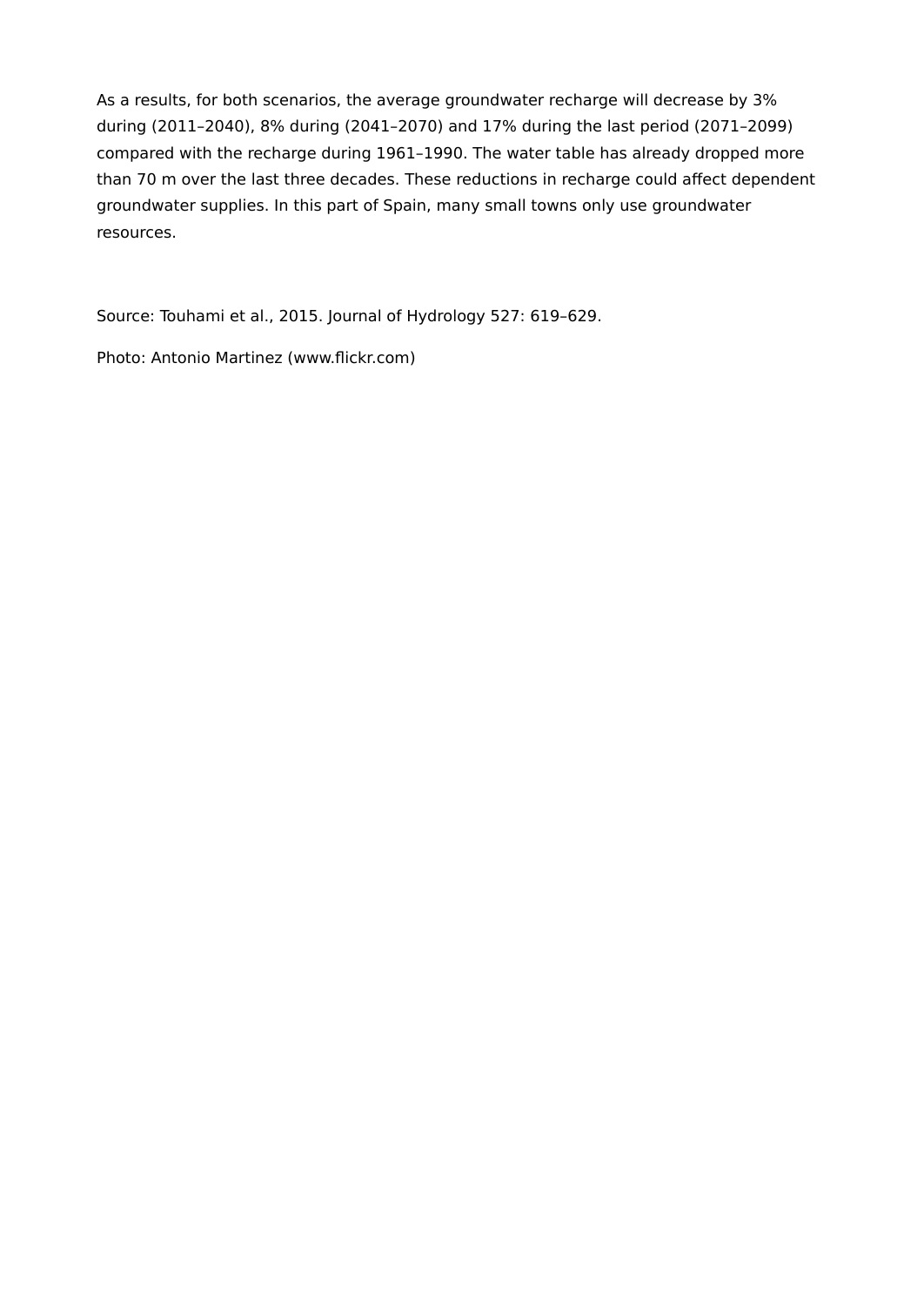As a results, for both scenarios, the average groundwater recharge will decrease by 3% during (2011–2040), 8% during (2041–2070) and 17% during the last period (2071–2099) compared with the recharge during 1961–1990. The water table has already dropped more than 70 m over the last three decades. These reductions in recharge could affect dependent groundwater supplies. In this part of Spain, many small towns only use groundwater resources.

Source: Touhami et al., 2015. Journal of Hydrology 527: 619–629.

Photo: Antonio Martinez (www.flickr.com)